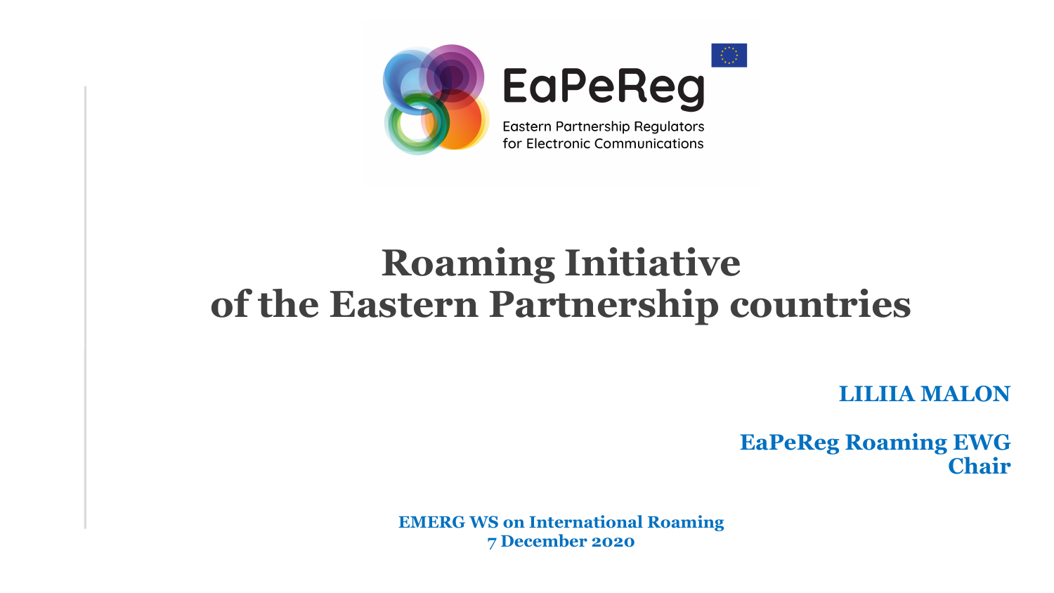EaPeReg

Eastern Partnership Regulators for Electronic Communications

# Roaming Initiative of the Eastern Partnership countries

**LILIIA MALON**

**EaPeReg Roaming EWG Chair**

**EMERG WS on International Roaming**
**7 December 2020**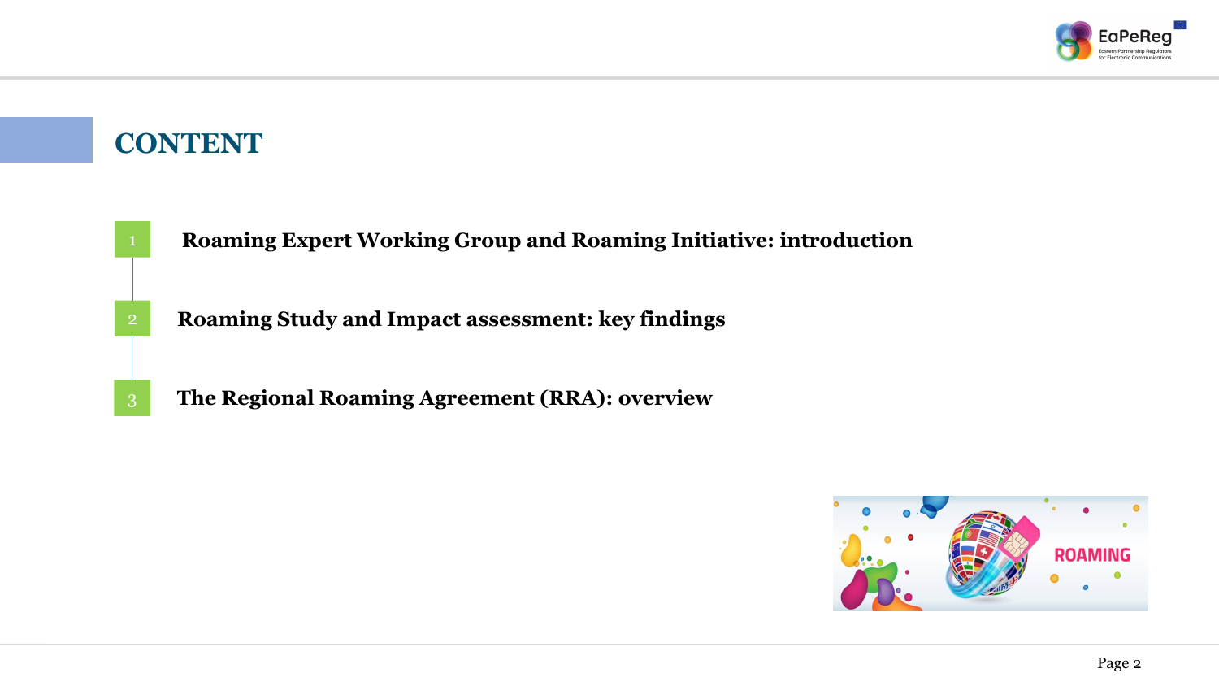# CONTENT

1. **Roaming Expert Working Group and Roaming Initiative: introduction**
2. **Roaming Study and Impact assessment: key findings**
3. **The Regional Roaming Agreement (RRA): overview**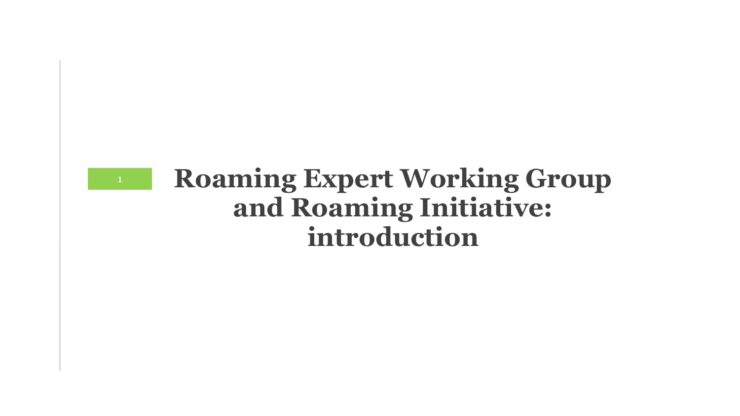# 1 Roaming Expert Working Group and Roaming Initiative: introduction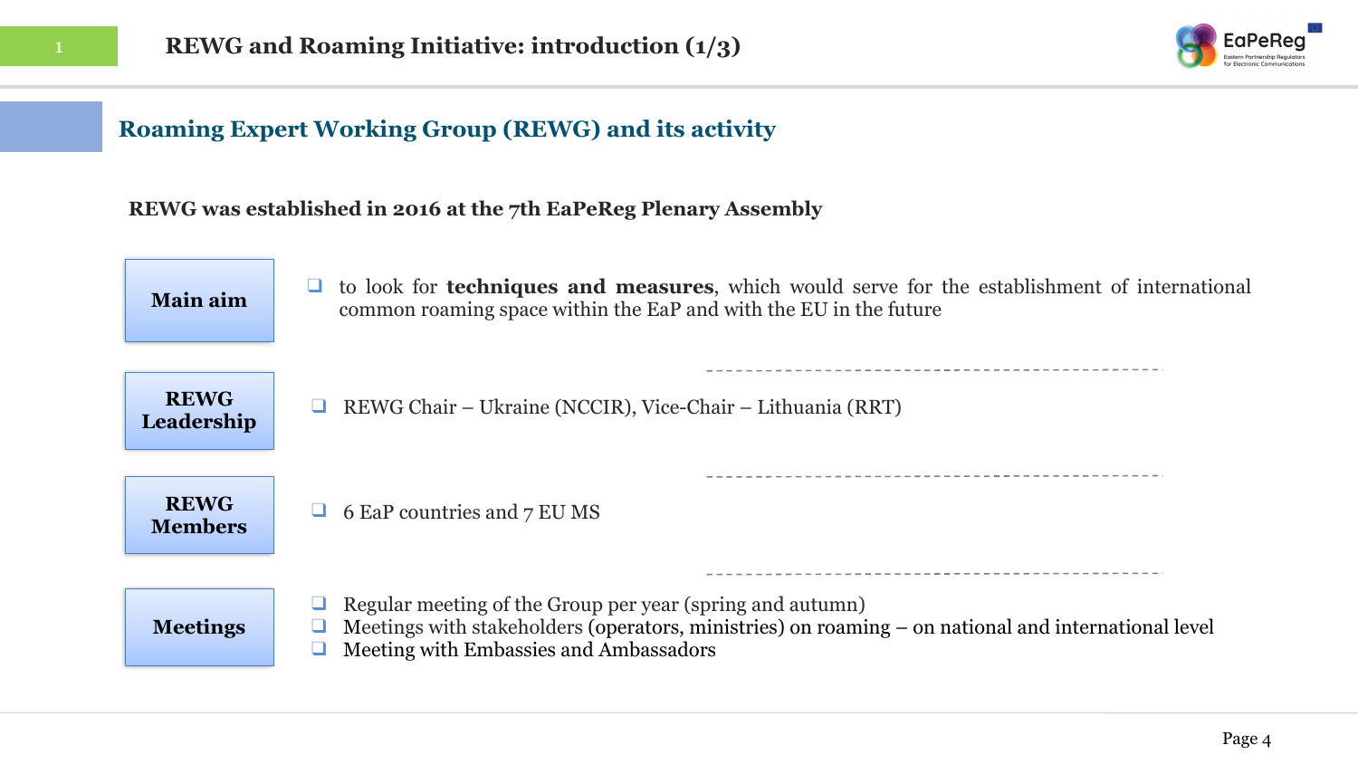# REWG and Roaming Initiative: introduction (1/3)

## Roaming Expert Working Group (REWG) and its activity

**REWG was established in 2016 at the 7th EaPeReg Plenary Assembly**

**Main aim**

- to look for **techniques and measures**, which would serve for the establishment of international common roaming space within the EaP and with the EU in the future

**REWG Leadership**

- REWG Chair – Ukraine (NCCIR), Vice-Chair – Lithuania (RRT)

**REWG Members**

- 6 EaP countries and 7 EU MS

**Meetings**

- Regular meeting of the Group per year (spring and autumn)
- Meetings with stakeholders (operators, ministries) on roaming – on national and international level
- Meeting with Embassies and Ambassadors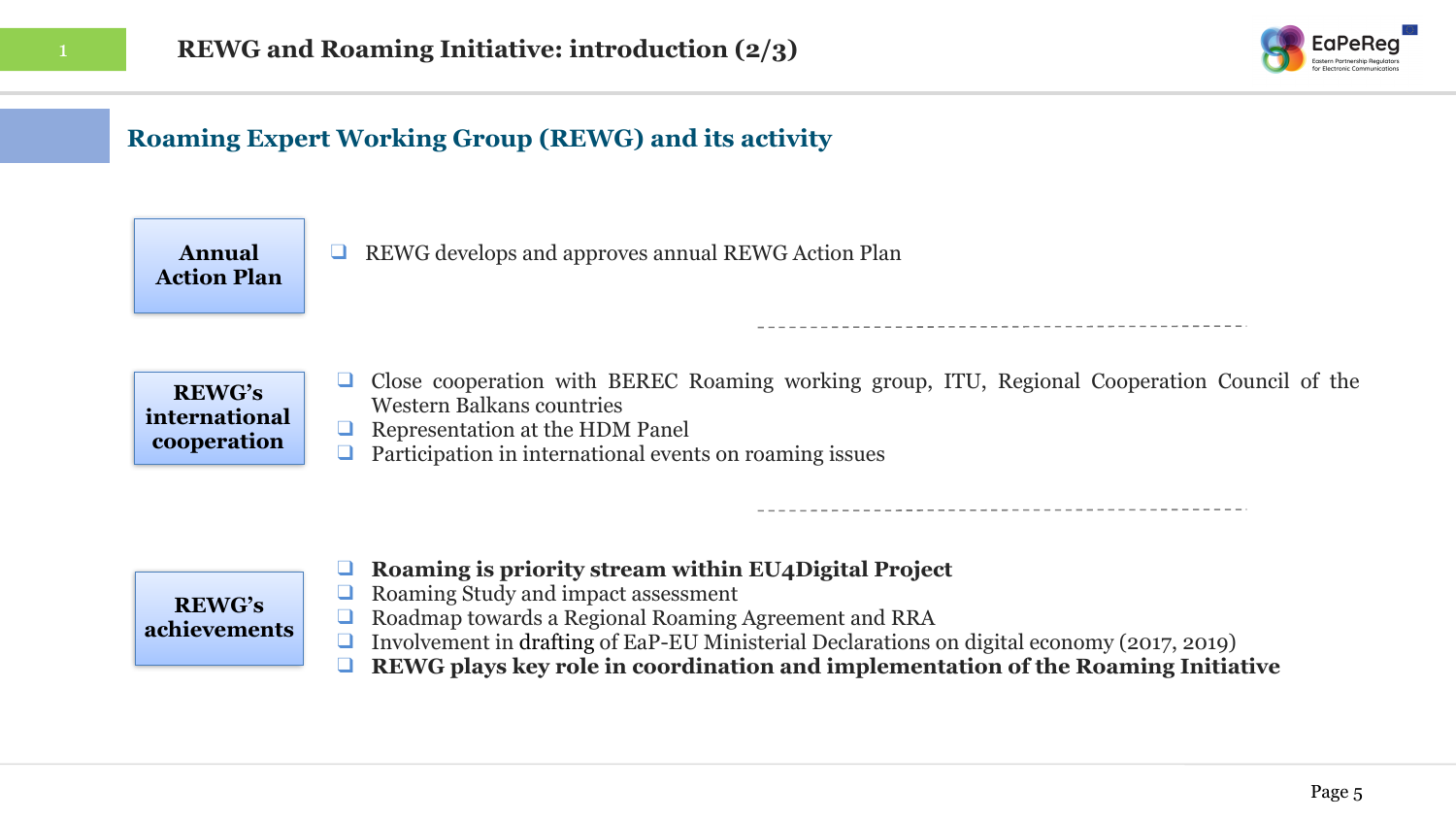# REWG and Roaming Initiative: introduction (2/3)

## Roaming Expert Working Group (REWG) and its activity

**Annual Action Plan**

- REWG develops and approves annual REWG Action Plan

**REWG's international cooperation**

- Close cooperation with BEREC Roaming working group, ITU, Regional Cooperation Council of the Western Balkans countries
- Representation at the HDM Panel
- Participation in international events on roaming issues

**REWG's achievements**

- **Roaming is priority stream within EU4Digital Project**
- Roaming Study and impact assessment
- Roadmap towards a Regional Roaming Agreement and RRA
- Involvement in drafting of EaP-EU Ministerial Declarations on digital economy (2017, 2019)
- **REWG plays key role in coordination and implementation of the Roaming Initiative**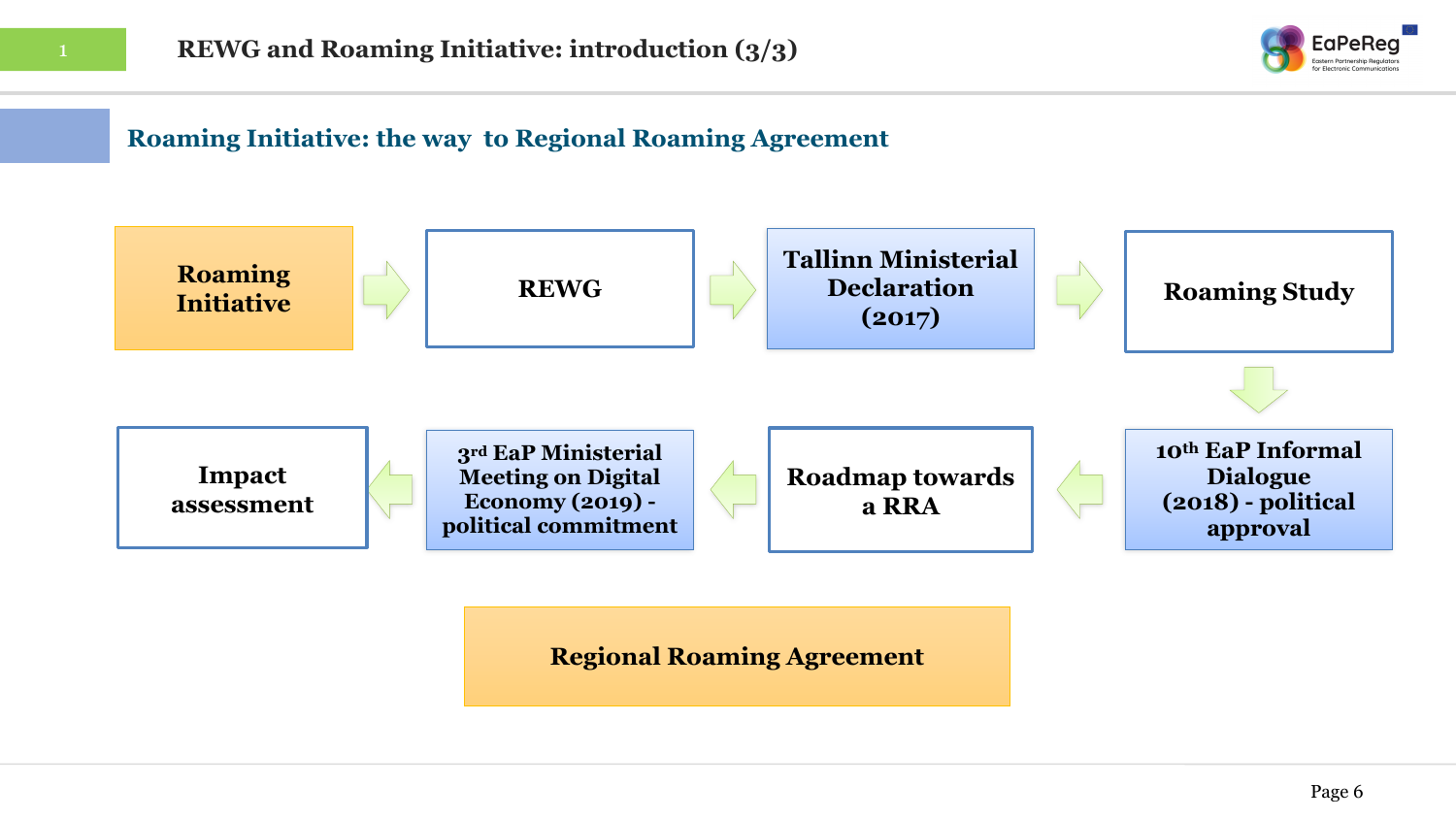# REWG and Roaming Initiative: introduction (3/3)

## Roaming Initiative: the way to Regional Roaming Agreement

1. **Roaming Initiative**
2. **REWG**
3. **Tallinn Ministerial Declaration (2017)**
4. **Roaming Study**
5. **10th EaP Informal Dialogue (2018) - political approval**
6. **Roadmap towards a RRA**
7. **3rd EaP Ministerial Meeting on Digital Economy (2019) - political commitment**
8. **Impact assessment**

**Regional Roaming Agreement**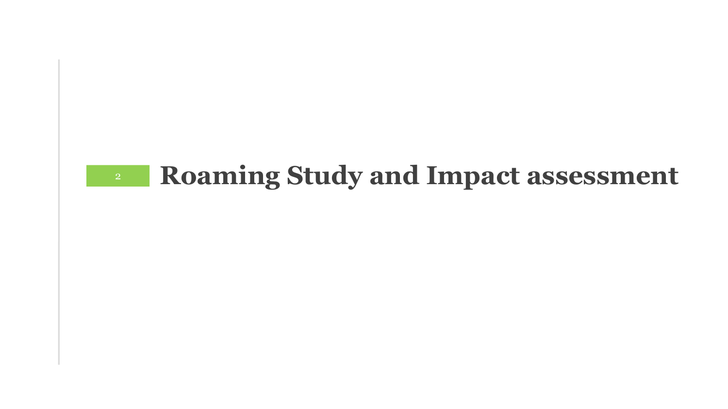# 2 Roaming Study and Impact assessment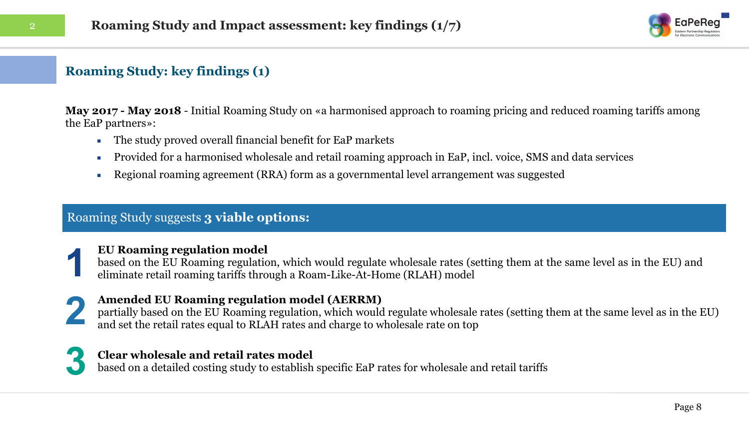# Roaming Study and Impact assessment: key findings (1/7)

## Roaming Study: key findings (1)

**May 2017 - May 2018** - Initial Roaming Study on «a harmonised approach to roaming pricing and reduced roaming tariffs among the EaP partners»:

- The study proved overall financial benefit for EaP markets
- Provided for a harmonised wholesale and retail roaming approach in EaP, incl. voice, SMS and data services
- Regional roaming agreement (RRA) form as a governmental level arrangement was suggested

### Roaming Study suggests **3 viable options:**

**1 EU Roaming regulation model**
based on the EU Roaming regulation, which would regulate wholesale rates (setting them at the same level as in the EU) and eliminate retail roaming tariffs through a Roam-Like-At-Home (RLAH) model

**2 Amended EU Roaming regulation model (AERRM)**
partially based on the EU Roaming regulation, which would regulate wholesale rates (setting them at the same level as in the EU) and set the retail rates equal to RLAH rates and charge to wholesale rate on top

**3 Clear wholesale and retail rates model**
based on a detailed costing study to establish specific EaP rates for wholesale and retail tariffs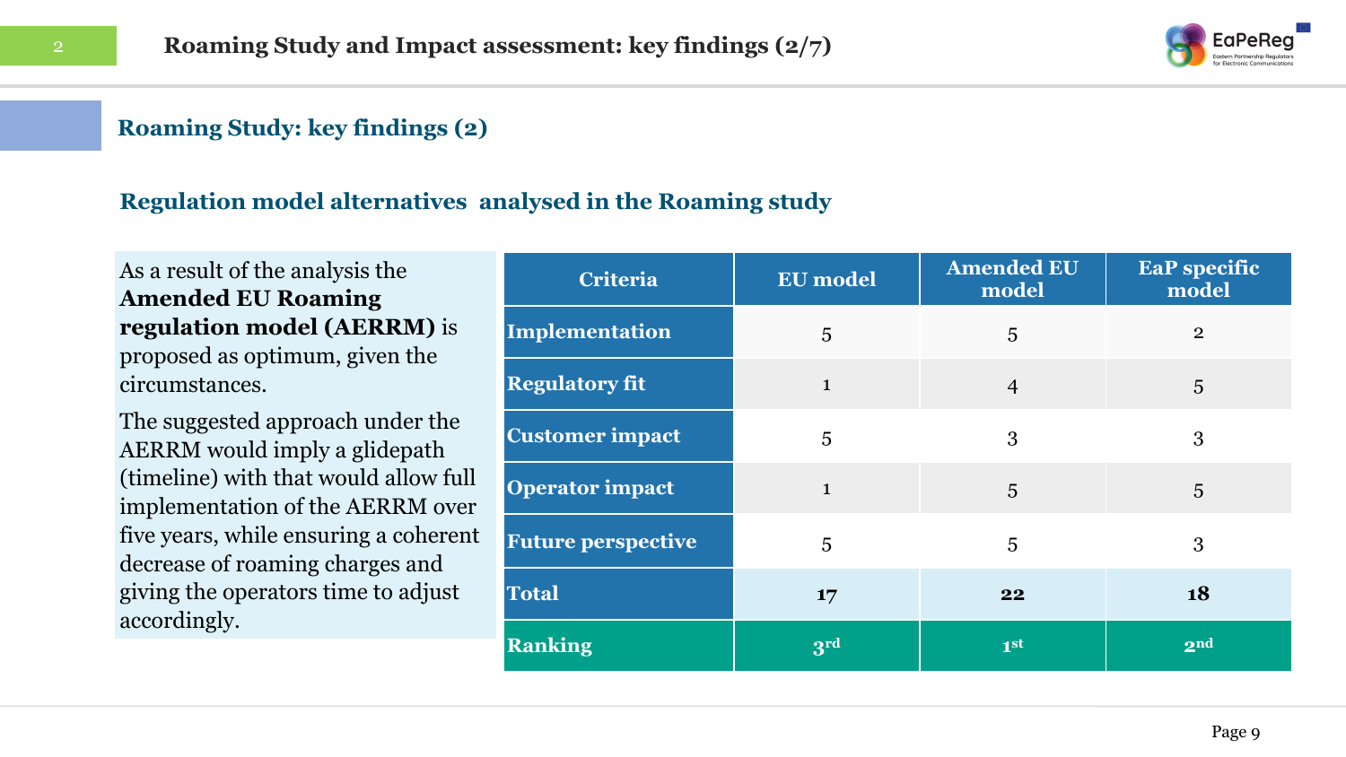# Roaming Study and Impact assessment: key findings (2/7)

## Roaming Study: key findings (2)

### Regulation model alternatives analysed in the Roaming study

As a result of the analysis the **Amended EU Roaming regulation model (AERRM)** is proposed as optimum, given the circumstances.

The suggested approach under the AERRM would imply a glidepath (timeline) with that would allow full implementation of the AERRM over five years, while ensuring a coherent decrease of roaming charges and giving the operators time to adjust accordingly.

| Criteria | EU model | Amended EU model | EaP specific model |
|---|---|---|---|
| **Implementation** | 5 | 5 | 2 |
| **Regulatory fit** | 1 | 4 | 5 |
| **Customer impact** | 5 | 3 | 3 |
| **Operator impact** | 1 | 5 | 5 |
| **Future perspective** | 5 | 5 | 3 |
| **Total** | **17** | **22** | **18** |
| **Ranking** | **3rd** | **1st** | **2nd** |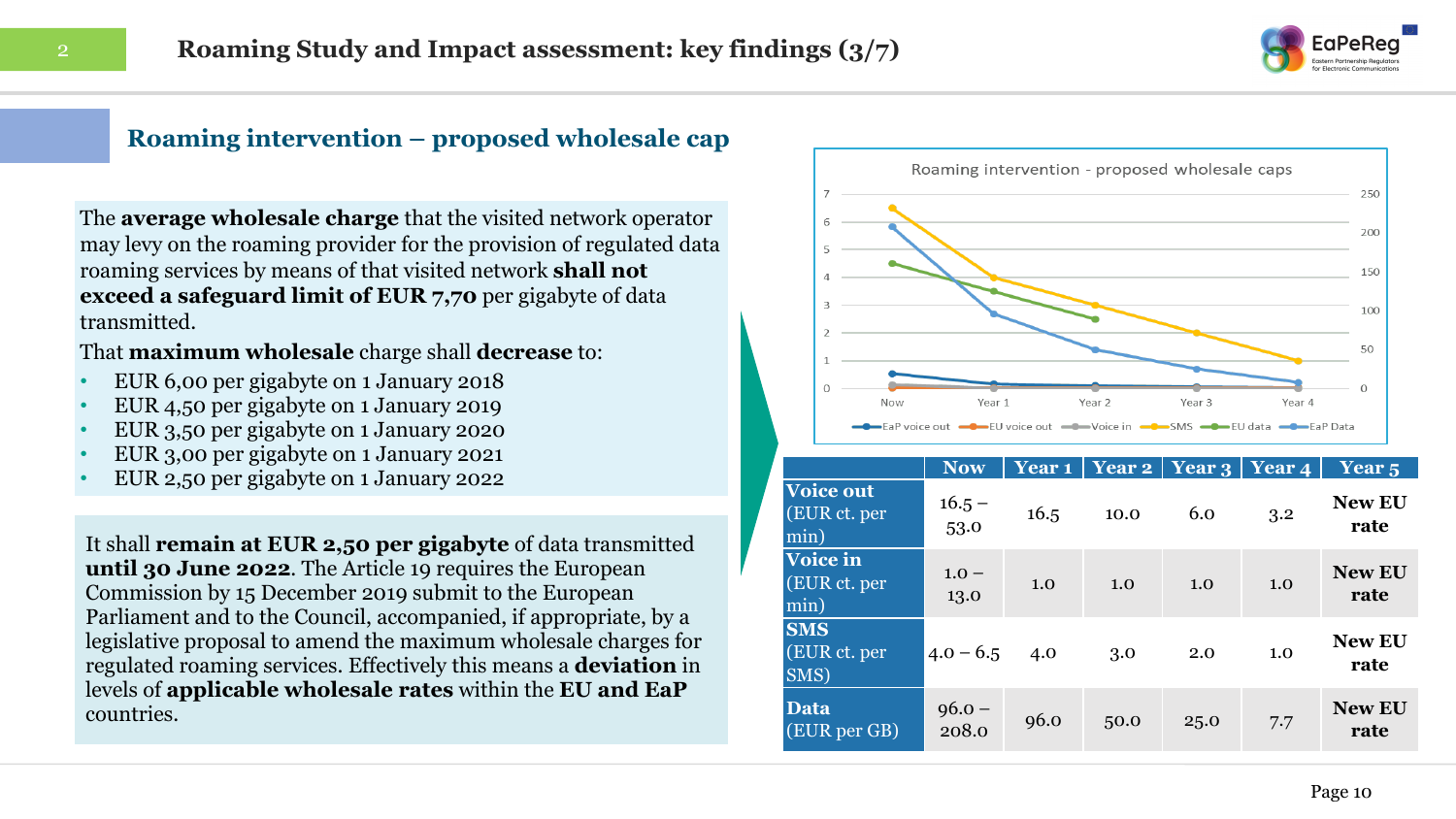# Roaming Study and Impact assessment: key findings (3/7)

## Roaming intervention – proposed wholesale cap

The **average wholesale charge** that the visited network operator may levy on the roaming provider for the provision of regulated data roaming services by means of that visited network **shall not exceed a safeguard limit of EUR 7,70** per gigabyte of data transmitted.

That **maximum wholesale** charge shall **decrease** to:

- EUR 6,00 per gigabyte on 1 January 2018
- EUR 4,50 per gigabyte on 1 January 2019
- EUR 3,50 per gigabyte on 1 January 2020
- EUR 3,00 per gigabyte on 1 January 2021
- EUR 2,50 per gigabyte on 1 January 2022

It shall **remain at EUR 2,50 per gigabyte** of data transmitted **until 30 June 2022**. The Article 19 requires the European Commission by 15 December 2019 submit to the European Parliament and to the Council, accompanied, if appropriate, by a legislative proposal to amend the maximum wholesale charges for regulated roaming services. Effectively this means a **deviation** in levels of **applicable wholesale rates** within the **EU and EaP** countries.

Roaming intervention - proposed wholesale caps

| | Now | Year 1 | Year 2 | Year 3 | Year 4 | Year 5 |
|---|---|---|---|---|---|---|
| **Voice out** (EUR ct. per min) | 16.5 – 53.0 | 16.5 | 10.0 | 6.0 | 3.2 | **New EU rate** |
| **Voice in** (EUR ct. per min) | 1.0 – 13.0 | 1.0 | 1.0 | 1.0 | 1.0 | **New EU rate** |
| **SMS** (EUR ct. per SMS) | 4.0 – 6.5 | 4.0 | 3.0 | 2.0 | 1.0 | **New EU rate** |
| **Data** (EUR per GB) | 96.0 – 208.0 | 96.0 | 50.0 | 25.0 | 7.7 | **New EU rate** |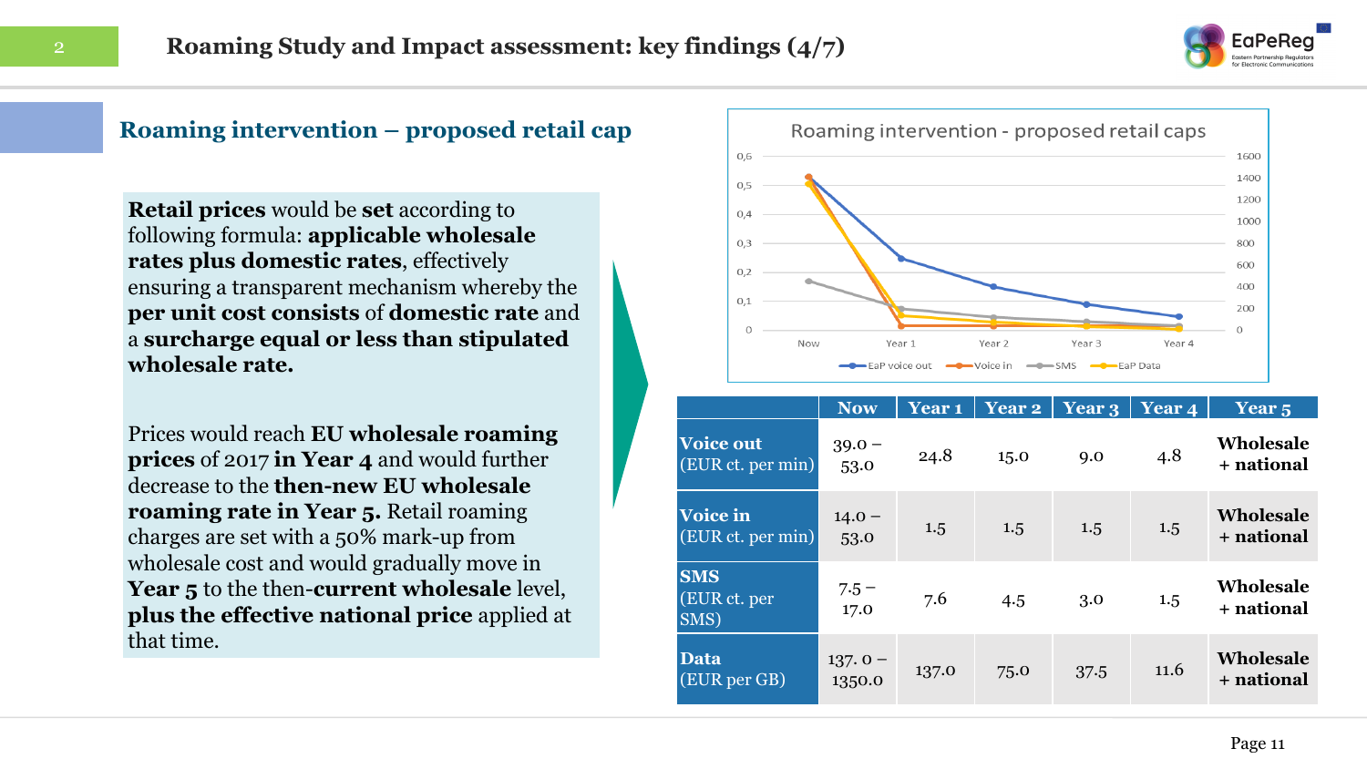# Roaming Study and Impact assessment: key findings (4/7)

## Roaming intervention – proposed retail cap

**Retail prices** would be **set** according to following formula: **applicable wholesale rates plus domestic rates**, effectively ensuring a transparent mechanism whereby the **per unit cost consists** of **domestic rate** and a **surcharge equal or less than stipulated wholesale rate.**

Prices would reach **EU wholesale roaming prices** of 2017 **in Year 4** and would further decrease to the **then-new EU wholesale roaming rate in Year 5.** Retail roaming charges are set with a 50% mark-up from wholesale cost and would gradually move in **Year 5** to the then-**current wholesale** level, **plus the effective national price** applied at that time.

Roaming intervention - proposed retail caps

| | Now | Year 1 | Year 2 | Year 3 | Year 4 | Year 5 |
|---|---|---|---|---|---|---|
| **Voice out** (EUR ct. per min) | 39.0 – 53.0 | 24.8 | 15.0 | 9.0 | 4.8 | **Wholesale + national** |
| **Voice in** (EUR ct. per min) | 14.0 – 53.0 | 1.5 | 1.5 | 1.5 | 1.5 | **Wholesale + national** |
| **SMS** (EUR ct. per SMS) | 7.5 – 17.0 | 7.6 | 4.5 | 3.0 | 1.5 | **Wholesale + national** |
| **Data** (EUR per GB) | 137. 0 – 1350.0 | 137.0 | 75.0 | 37.5 | 11.6 | **Wholesale + national** |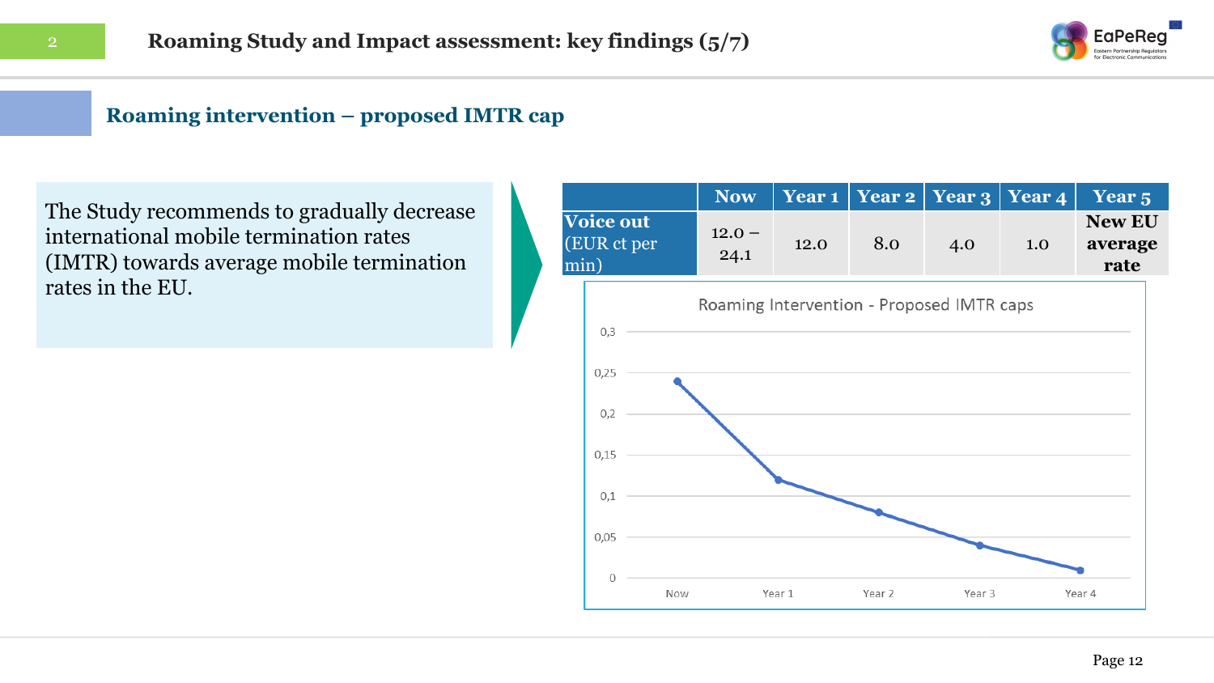# Roaming Study and Impact assessment: key findings (5/7)

## Roaming intervention – proposed IMTR cap

The Study recommends to gradually decrease international mobile termination rates (IMTR) towards average mobile termination rates in the EU.

| | Now | Year 1 | Year 2 | Year 3 | Year 4 | Year 5 |
|---|---|---|---|---|---|---|
| **Voice out** (EUR ct per min) | 12.0 – 24.1 | 12.0 | 8.0 | 4.0 | 1.0 | **New EU average rate** |

Roaming Intervention - Proposed IMTR caps

| | Now | Year 1 | Year 2 | Year 3 | Year 4 |
|---|---|---|---|---|---|
| Proposed IMTR cap | 0,24 | 0,12 | 0,08 | 0,04 | 0,01 |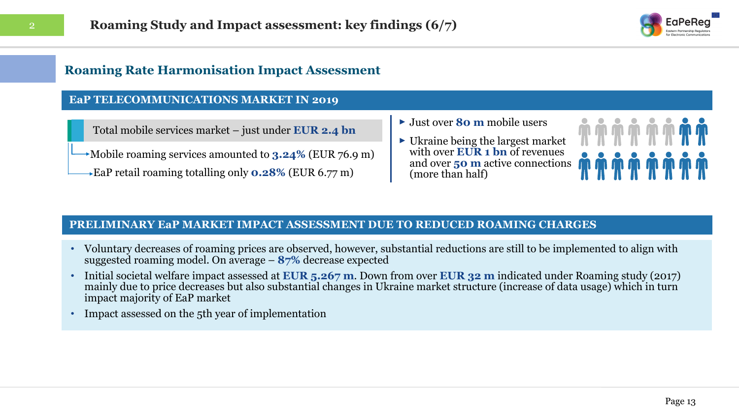# Roaming Study and Impact assessment: key findings (6/7)

## Roaming Rate Harmonisation Impact Assessment

### EaP TELECOMMUNICATIONS MARKET IN 2019

Total mobile services market – just under **EUR 2.4 bn**

- Mobile roaming services amounted to **3.24%** (EUR 76.9 m)
- EaP retail roaming totalling only **0.28%** (EUR 6.77 m)

- Just over **80 m** mobile users
- Ukraine being the largest market with over **EUR 1 bn** of revenues and over **50 m** active connections (more than half)

### PRELIMINARY EaP MARKET IMPACT ASSESSMENT DUE TO REDUCED ROAMING CHARGES

- Voluntary decreases of roaming prices are observed, however, substantial reductions are still to be implemented to align with suggested roaming model. On average – **87%** decrease expected
- Initial societal welfare impact assessed at **EUR 5.267 m**. Down from over **EUR 32 m** indicated under Roaming study (2017) mainly due to price decreases but also substantial changes in Ukraine market structure (increase of data usage) which in turn impact majority of EaP market
- Impact assessed on the 5th year of implementation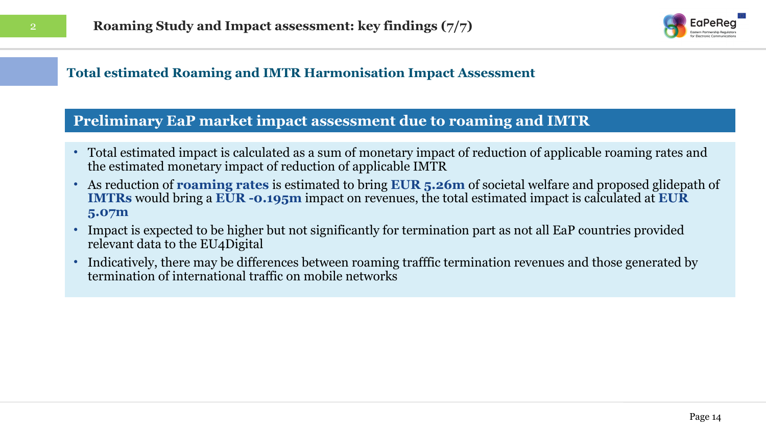# Roaming Study and Impact assessment: key findings (7/7)

## Total estimated Roaming and IMTR Harmonisation Impact Assessment

### Preliminary EaP market impact assessment due to roaming and IMTR

- Total estimated impact is calculated as a sum of monetary impact of reduction of applicable roaming rates and the estimated monetary impact of reduction of applicable IMTR
- As reduction of **roaming rates** is estimated to bring **EUR 5.26m** of societal welfare and proposed glidepath of **IMTRs** would bring a **EUR -0.195m** impact on revenues, the total estimated impact is calculated at **EUR 5.07m**
- Impact is expected to be higher but not significantly for termination part as not all EaP countries provided relevant data to the EU4Digital
- Indicatively, there may be differences between roaming trafffic termination revenues and those generated by termination of international traffic on mobile networks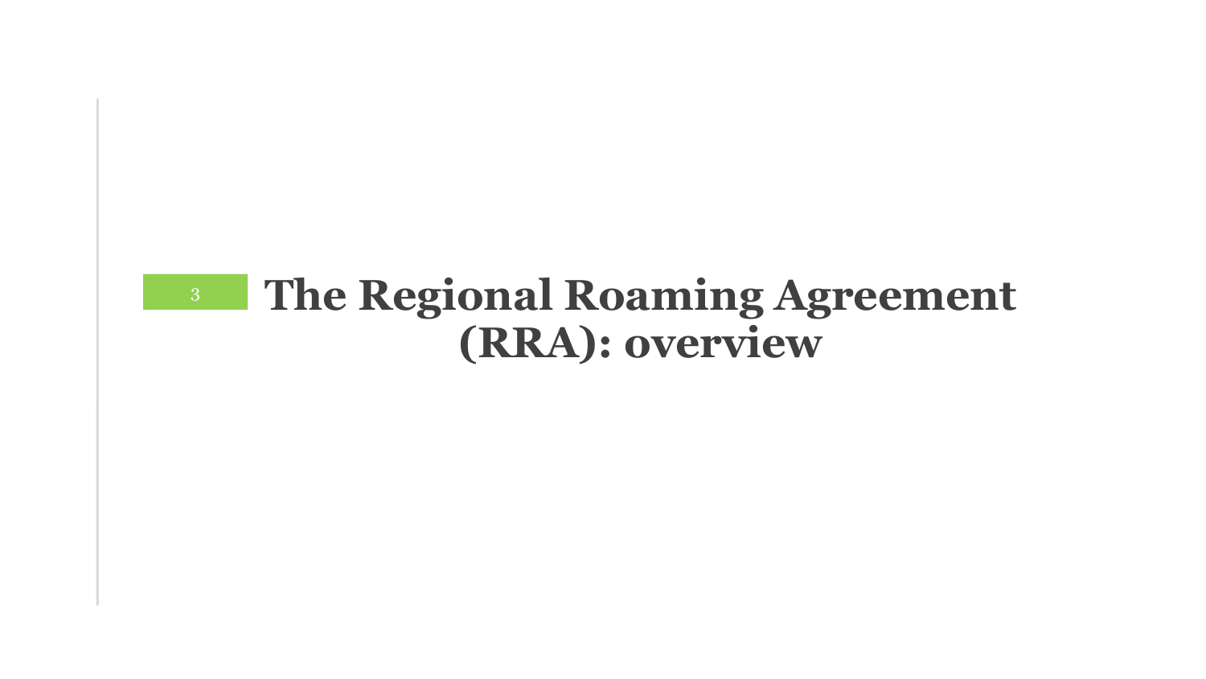# 3 The Regional Roaming Agreement (RRA): overview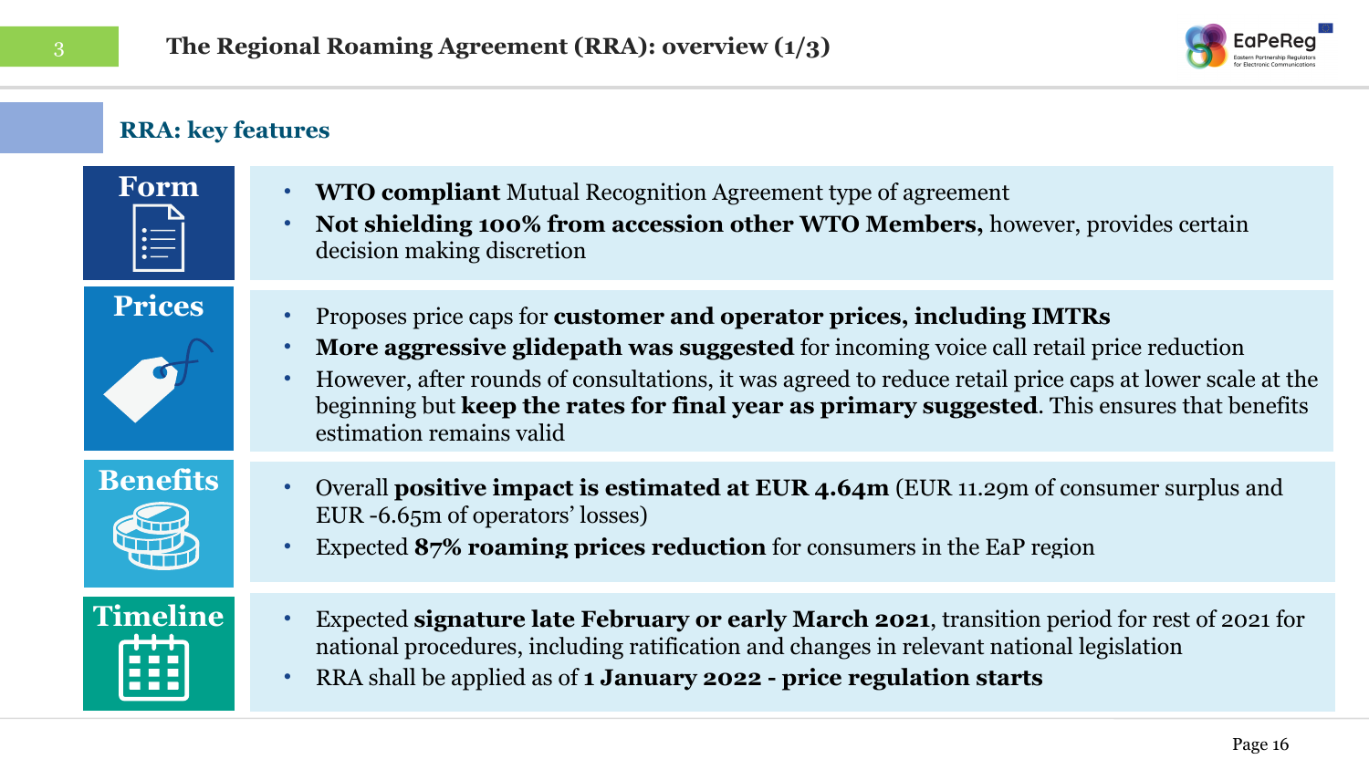# The Regional Roaming Agreement (RRA): overview (1/3)

## RRA: key features

### Form

- **WTO compliant** Mutual Recognition Agreement type of agreement
- **Not shielding 100% from accession other WTO Members,** however, provides certain decision making discretion

### Prices

- Proposes price caps for **customer and operator prices, including IMTRs**
- **More aggressive glidepath was suggested** for incoming voice call retail price reduction
- However, after rounds of consultations, it was agreed to reduce retail price caps at lower scale at the beginning but **keep the rates for final year as primary suggested**. This ensures that benefits estimation remains valid

### Benefits

- Overall **positive impact is estimated at EUR 4.64m** (EUR 11.29m of consumer surplus and EUR -6.65m of operators' losses)
- Expected **87% roaming prices reduction** for consumers in the EaP region

### Timeline

- Expected **signature late February or early March 2021**, transition period for rest of 2021 for national procedures, including ratification and changes in relevant national legislation
- RRA shall be applied as of **1 January 2022 - price regulation starts**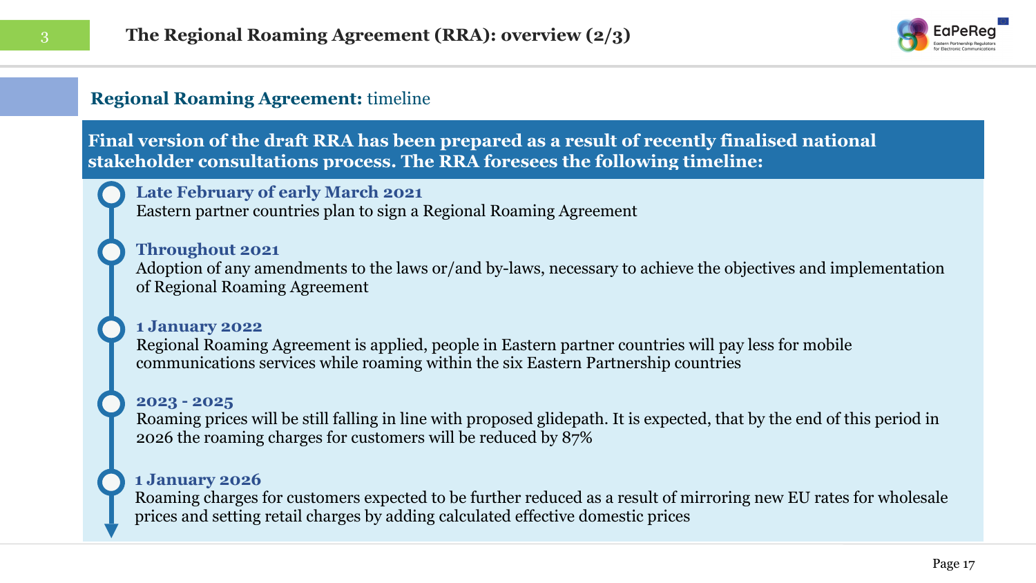# The Regional Roaming Agreement (RRA): overview (2/3)

## **Regional Roaming Agreement:** timeline

**Final version of the draft RRA has been prepared as a result of recently finalised national stakeholder consultations process. The RRA foresees the following timeline:**

**Late February of early March 2021**
Eastern partner countries plan to sign a Regional Roaming Agreement

**Throughout 2021**
Adoption of any amendments to the laws or/and by-laws, necessary to achieve the objectives and implementation of Regional Roaming Agreement

**1 January 2022**
Regional Roaming Agreement is applied, people in Eastern partner countries will pay less for mobile communications services while roaming within the six Eastern Partnership countries

**2023 - 2025**
Roaming prices will be still falling in line with proposed glidepath. It is expected, that by the end of this period in 2026 the roaming charges for customers will be reduced by 87%

**1 January 2026**
Roaming charges for customers expected to be further reduced as a result of mirroring new EU rates for wholesale prices and setting retail charges by adding calculated effective domestic prices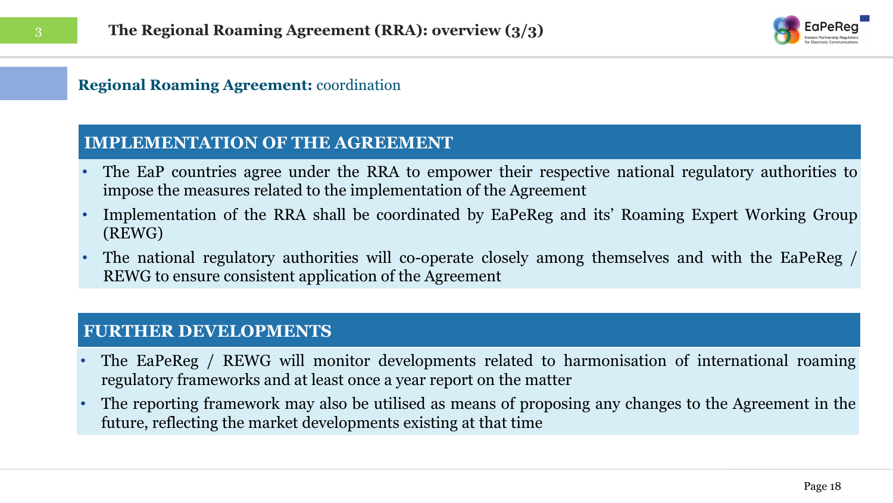# The Regional Roaming Agreement (RRA): overview (3/3)

## **Regional Roaming Agreement:** coordination

### IMPLEMENTATION OF THE AGREEMENT

- The EaP countries agree under the RRA to empower their respective national regulatory authorities to impose the measures related to the implementation of the Agreement
- Implementation of the RRA shall be coordinated by EaPeReg and its' Roaming Expert Working Group (REWG)
- The national regulatory authorities will co-operate closely among themselves and with the EaPeReg / REWG to ensure consistent application of the Agreement

### FURTHER DEVELOPMENTS

- The EaPeReg / REWG will monitor developments related to harmonisation of international roaming regulatory frameworks and at least once a year report on the matter
- The reporting framework may also be utilised as means of proposing any changes to the Agreement in the future, reflecting the market developments existing at that time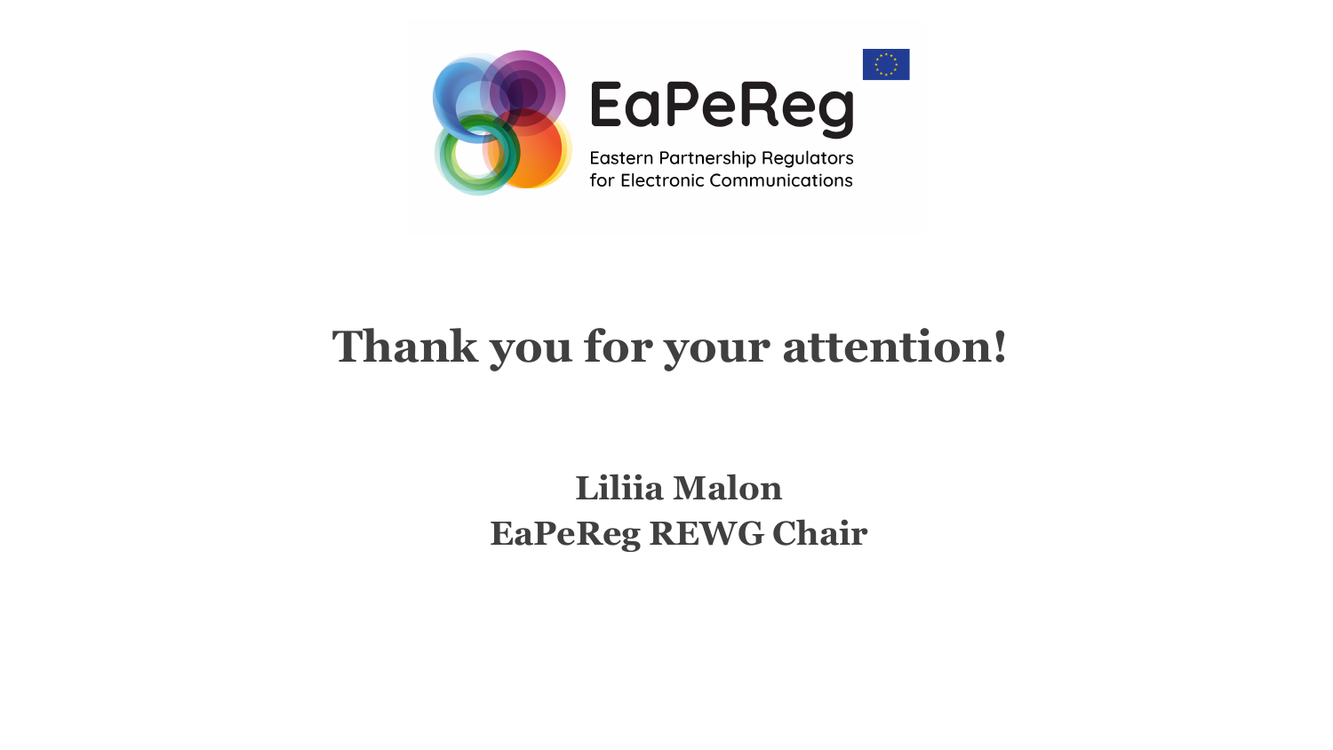EaPeReg

Eastern Partnership Regulators for Electronic Communications

# Thank you for your attention!

**Liliia Malon**
**EaPeReg REWG Chair**